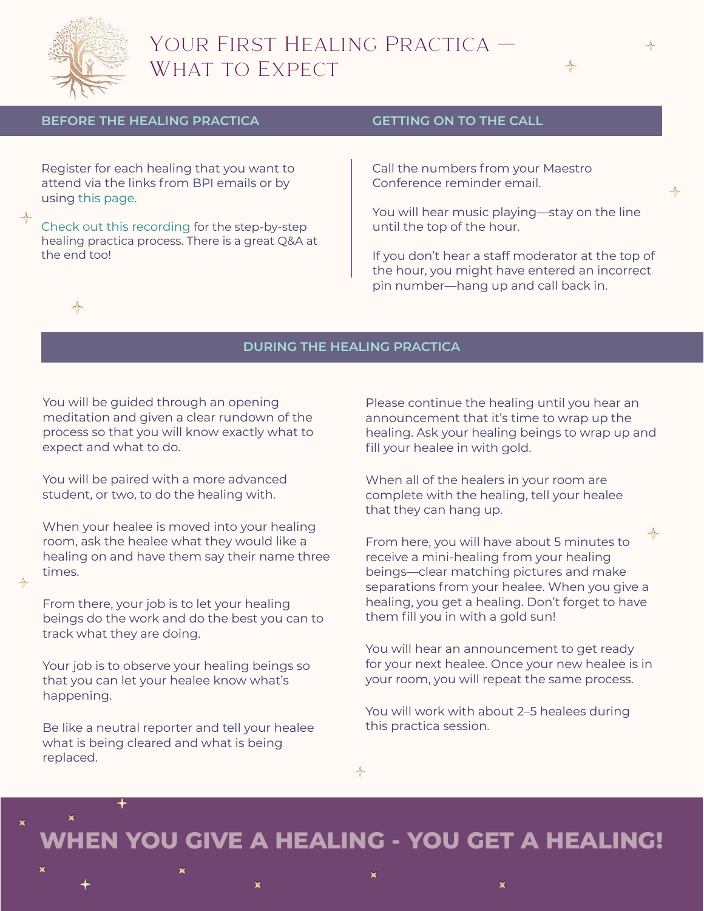# Your First Healing Practica — What to Expect

## BEFORE THE HEALING PRACTICA

Register for each healing that you want to attend via the links from BPI emails or by using this page.

Check out this recording for the step-by-step healing practica process. There is a great Q&A at the end too!

## GETTING ON TO THE CALL

Call the numbers from your Maestro Conference reminder email.

You will hear music playing—stay on the line until the top of the hour.

If you don't hear a staff moderator at the top of the hour, you might have entered an incorrect pin number—hang up and call back in.

## DURING THE HEALING PRACTICA

You will be guided through an opening meditation and given a clear rundown of the process so that you will know exactly what to expect and what to do.

You will be paired with a more advanced student, or two, to do the healing with.

When your healee is moved into your healing room, ask the healee what they would like a healing on and have them say their name three times.

From there, your job is to let your healing beings do the work and do the best you can to track what they are doing.

Your job is to observe your healing beings so that you can let your healee know what's happening.

Be like a neutral reporter and tell your healee what is being cleared and what is being replaced.

Please continue the healing until you hear an announcement that it's time to wrap up the healing. Ask your healing beings to wrap up and fill your healee in with gold.

When all of the healers in your room are complete with the healing, tell your healee that they can hang up.

From here, you will have about 5 minutes to receive a mini-healing from your healing beings—clear matching pictures and make separations from your healee. When you give a healing, you get a healing. Don't forget to have them fill you in with a gold sun!

You will hear an announcement to get ready for your next healee. Once your new healee is in your room, you will repeat the same process.

You will work with about 2–5 healees during this practica session.

**WHEN YOU GIVE A HEALING - YOU GET A HEALING!**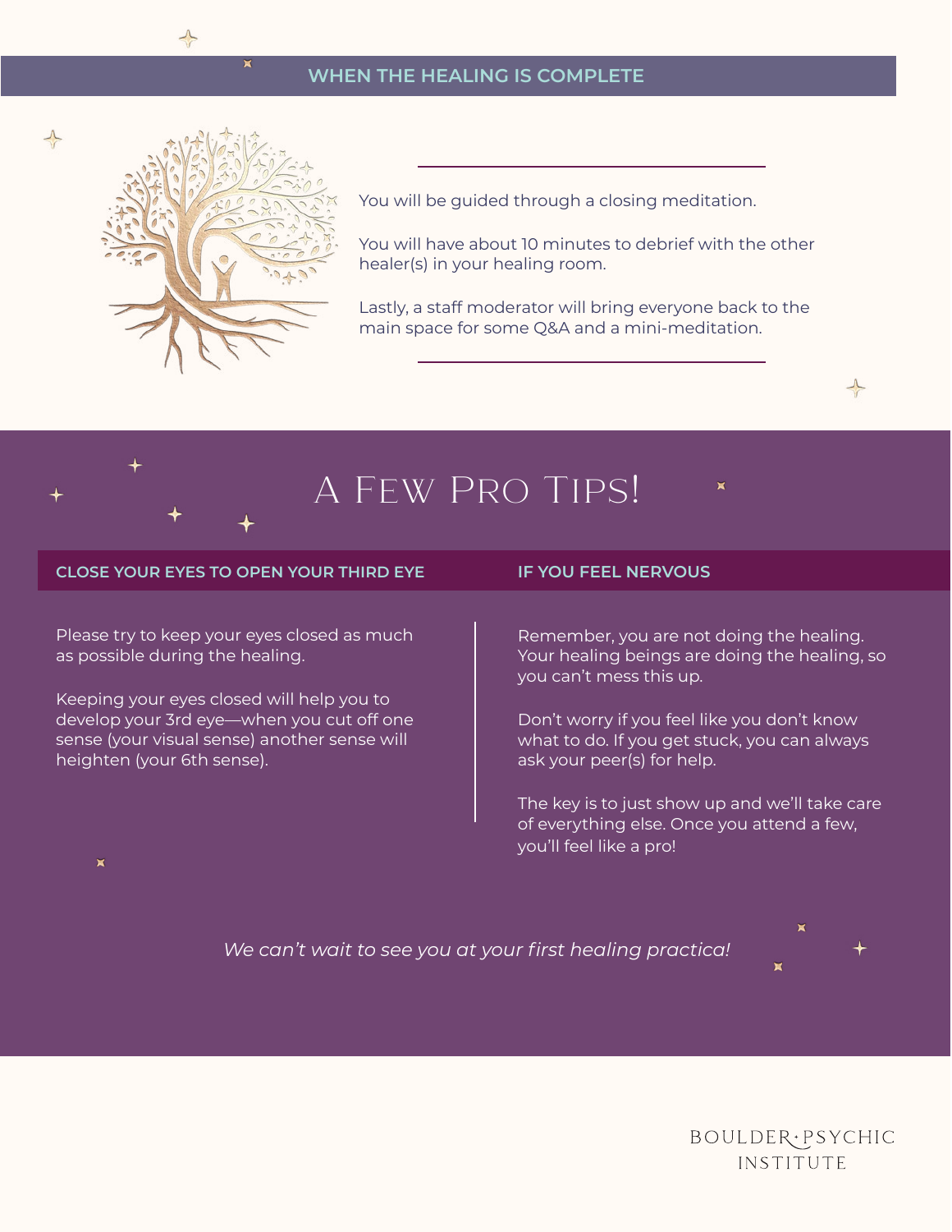## WHEN THE HEALING IS COMPLETE

You will be guided through a closing meditation.

You will have about 10 minutes to debrief with the other healer(s) in your healing room.

Lastly, a staff moderator will bring everyone back to the main space for some Q&A and a mini-meditation.

# A Few Pro Tips!

### CLOSE YOUR EYES TO OPEN YOUR THIRD EYE

Please try to keep your eyes closed as much as possible during the healing.

Keeping your eyes closed will help you to develop your 3rd eye—when you cut off one sense (your visual sense) another sense will heighten (your 6th sense).

### IF YOU FEEL NERVOUS

Remember, you are not doing the healing. Your healing beings are doing the healing, so you can't mess this up.

Don't worry if you feel like you don't know what to do. If you get stuck, you can always ask your peer(s) for help.

The key is to just show up and we'll take care of everything else. Once you attend a few, you'll feel like a pro!

*We can't wait to see you at your first healing practica!*

BOULDER PSYCHIC INSTITUTE